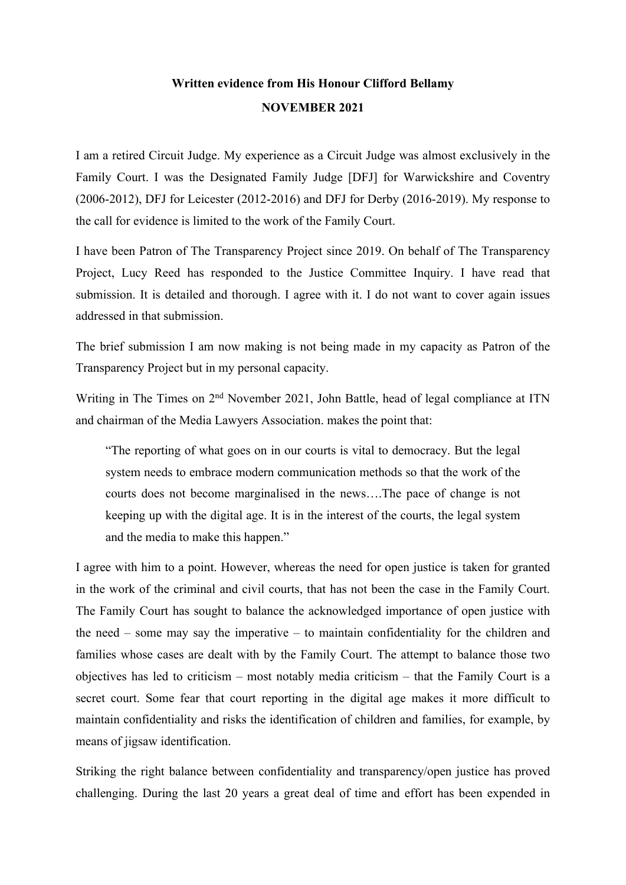**Written evidence from His Honour Clifford Bellamy**

**NOVEMBER 2021**

I am a retired Circuit Judge. My experience as a Circuit Judge was almost exclusively in the Family Court. I was the Designated Family Judge [DFJ] for Warwickshire and Coventry (2006-2012), DFJ for Leicester (2012-2016) and DFJ for Derby (2016-2019). My response to the call for evidence is limited to the work of the Family Court.

I have been Patron of The Transparency Project since 2019. On behalf of The Transparency Project, Lucy Reed has responded to the Justice Committee Inquiry. I have read that submission. It is detailed and thorough. I agree with it. I do not want to cover again issues addressed in that submission.

The brief submission I am now making is not being made in my capacity as Patron of the Transparency Project but in my personal capacity.

Writing in The Times on 2nd November 2021, John Battle, head of legal compliance at ITN and chairman of the Media Lawyers Association. makes the point that:

> "The reporting of what goes on in our courts is vital to democracy. But the legal system needs to embrace modern communication methods so that the work of the courts does not become marginalised in the news….The pace of change is not keeping up with the digital age. It is in the interest of the courts, the legal system and the media to make this happen."

I agree with him to a point. However, whereas the need for open justice is taken for granted in the work of the criminal and civil courts, that has not been the case in the Family Court. The Family Court has sought to balance the acknowledged importance of open justice with the need – some may say the imperative – to maintain confidentiality for the children and families whose cases are dealt with by the Family Court. The attempt to balance those two objectives has led to criticism – most notably media criticism – that the Family Court is a secret court. Some fear that court reporting in the digital age makes it more difficult to maintain confidentiality and risks the identification of children and families, for example, by means of jigsaw identification.

Striking the right balance between confidentiality and transparency/open justice has proved challenging. During the last 20 years a great deal of time and effort has been expended in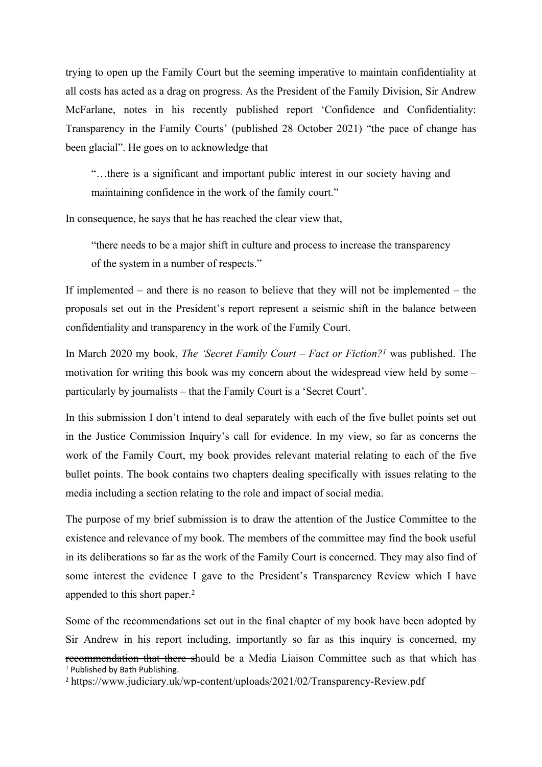trying to open up the Family Court but the seeming imperative to maintain confidentiality at all costs has acted as a drag on progress. As the President of the Family Division, Sir Andrew McFarlane, notes in his recently published report 'Confidence and Confidentiality: Transparency in the Family Courts' (published 28 October 2021) "the pace of change has been glacial". He goes on to acknowledge that

> "…there is a significant and important public interest in our society having and maintaining confidence in the work of the family court."

In consequence, he says that he has reached the clear view that,

> "there needs to be a major shift in culture and process to increase the transparency of the system in a number of respects."

If implemented – and there is no reason to believe that they will not be implemented – the proposals set out in the President's report represent a seismic shift in the balance between confidentiality and transparency in the work of the Family Court.

In March 2020 my book, *The 'Secret Family Court – Fact or Fiction?*[1] was published. The motivation for writing this book was my concern about the widespread view held by some – particularly by journalists – that the Family Court is a 'Secret Court'.

In this submission I don't intend to deal separately with each of the five bullet points set out in the Justice Commission Inquiry's call for evidence. In my view, so far as concerns the work of the Family Court, my book provides relevant material relating to each of the five bullet points. The book contains two chapters dealing specifically with issues relating to the media including a section relating to the role and impact of social media.

The purpose of my brief submission is to draw the attention of the Justice Committee to the existence and relevance of my book. The members of the committee may find the book useful in its deliberations so far as the work of the Family Court is concerned. They may also find of some interest the evidence I gave to the President's Transparency Review which I have appended to this short paper.[2]

Some of the recommendations set out in the final chapter of my book have been adopted by Sir Andrew in his report including, importantly so far as this inquiry is concerned, my recommendation that there should be a Media Liaison Committee such as that which has

[1] Published by Bath Publishing.

[2] https://www.judiciary.uk/wp-content/uploads/2021/02/Transparency-Review.pdf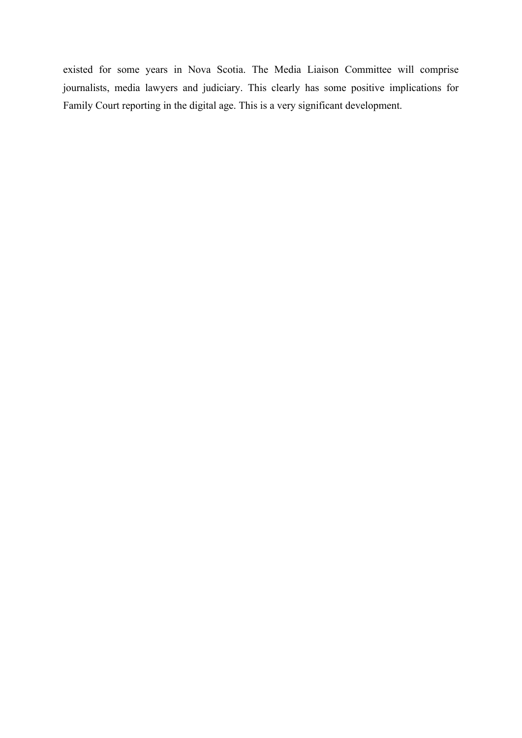existed for some years in Nova Scotia. The Media Liaison Committee will comprise journalists, media lawyers and judiciary. This clearly has some positive implications for Family Court reporting in the digital age. This is a very significant development.